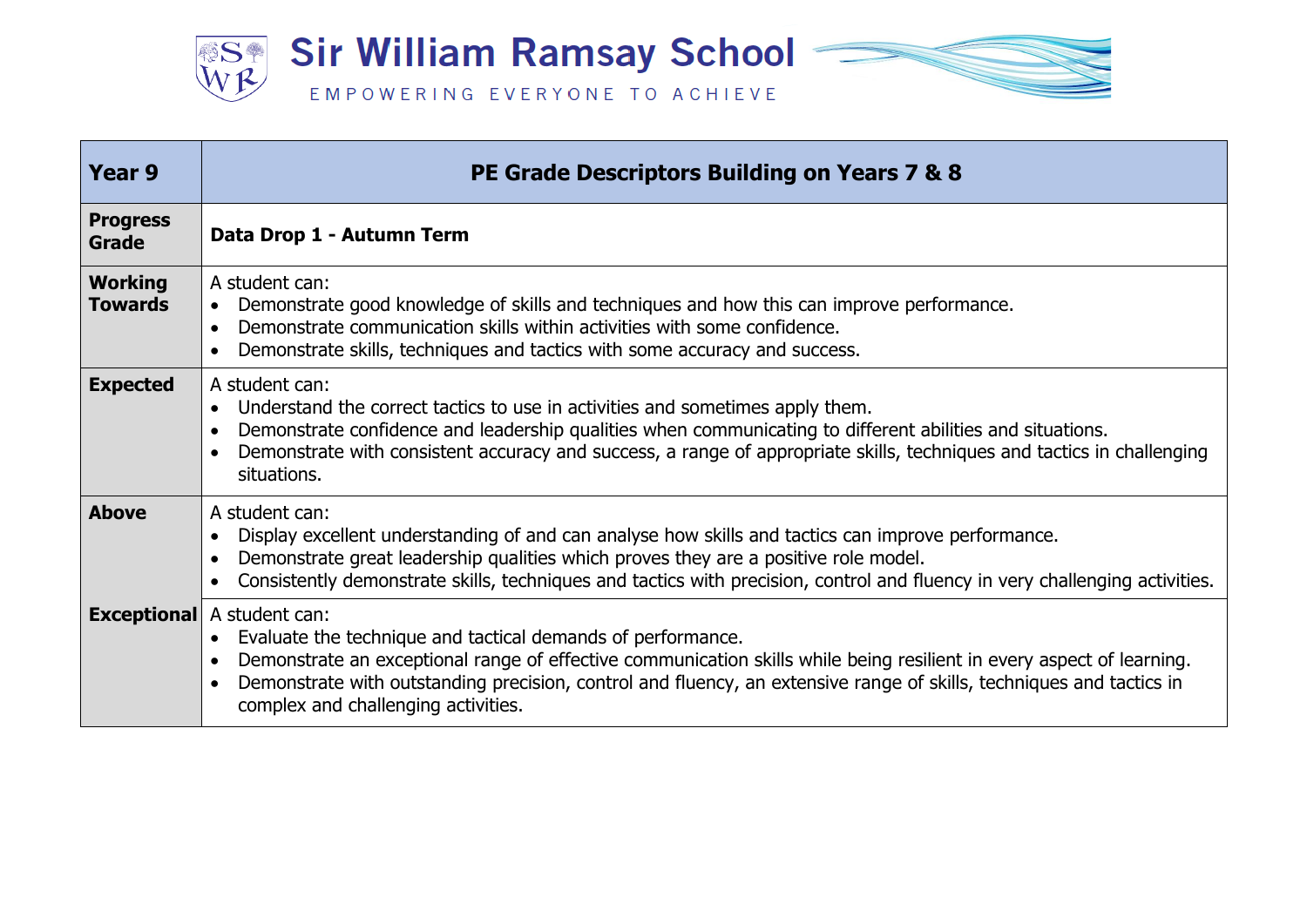# Sir William Ramsay School

EMPOWERING EVERYONE TO ACHIEVE

| Year 9 | PE Grade Descriptors Building on Years 7 & 8 |
|---|---|
| **Progress Grade** | **Data Drop 1 - Autumn Term** |
| **Working Towards** | A student can:<br>• Demonstrate good knowledge of skills and techniques and how this can improve performance.<br>• Demonstrate communication skills within activities with some confidence.<br>• Demonstrate skills, techniques and tactics with some accuracy and success. |
| **Expected** | A student can:<br>• Understand the correct tactics to use in activities and sometimes apply them.<br>• Demonstrate confidence and leadership qualities when communicating to different abilities and situations.<br>• Demonstrate with consistent accuracy and success, a range of appropriate skills, techniques and tactics in challenging situations. |
| **Above** | A student can:<br>• Display excellent understanding of and can analyse how skills and tactics can improve performance.<br>• Demonstrate great leadership qualities which proves they are a positive role model.<br>• Consistently demonstrate skills, techniques and tactics with precision, control and fluency in very challenging activities. |
| **Exceptional** | A student can:<br>• Evaluate the technique and tactical demands of performance.<br>• Demonstrate an exceptional range of effective communication skills while being resilient in every aspect of learning.<br>• Demonstrate with outstanding precision, control and fluency, an extensive range of skills, techniques and tactics in complex and challenging activities. |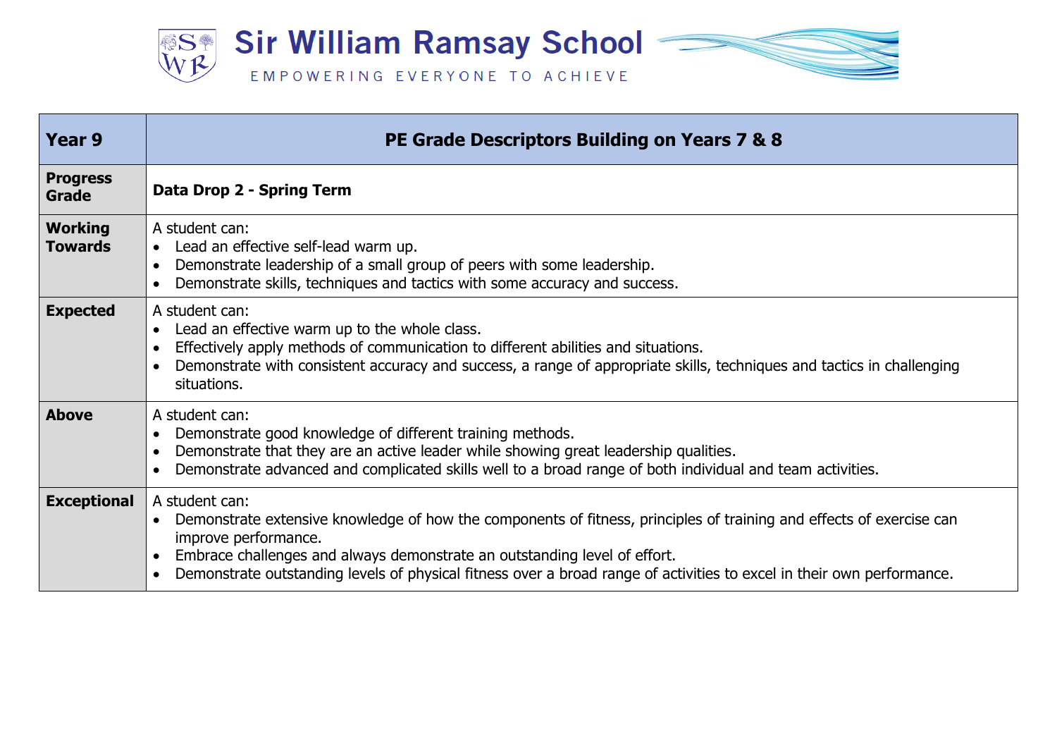# Sir William Ramsay School

EMPOWERING EVERYONE TO ACHIEVE

| **Year 9** | **PE Grade Descriptors Building on Years 7 & 8** |
|---|---|
| **Progress Grade** | **Data Drop 2 - Spring Term** |
| **Working Towards** | A student can:<br>• Lead an effective self-lead warm up.<br>• Demonstrate leadership of a small group of peers with some leadership.<br>• Demonstrate skills, techniques and tactics with some accuracy and success. |
| **Expected** | A student can:<br>• Lead an effective warm up to the whole class.<br>• Effectively apply methods of communication to different abilities and situations.<br>• Demonstrate with consistent accuracy and success, a range of appropriate skills, techniques and tactics in challenging situations. |
| **Above** | A student can:<br>• Demonstrate good knowledge of different training methods.<br>• Demonstrate that they are an active leader while showing great leadership qualities.<br>• Demonstrate advanced and complicated skills well to a broad range of both individual and team activities. |
| **Exceptional** | A student can:<br>• Demonstrate extensive knowledge of how the components of fitness, principles of training and effects of exercise can improve performance.<br>• Embrace challenges and always demonstrate an outstanding level of effort.<br>• Demonstrate outstanding levels of physical fitness over a broad range of activities to excel in their own performance. |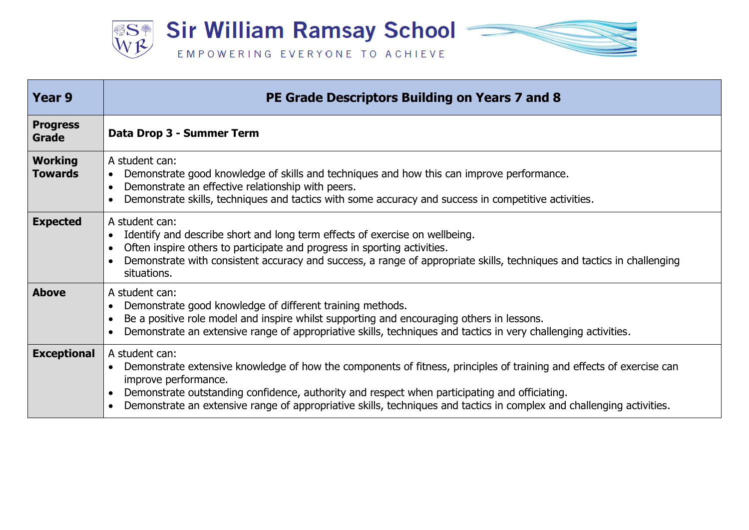Sir William Ramsay School

EMPOWERING EVERYONE TO ACHIEVE

| Year 9 | PE Grade Descriptors Building on Years 7 and 8 |
|---|---|
| **Progress Grade** | **Data Drop 3 - Summer Term** |
| **Working Towards** | A student can:<br>• Demonstrate good knowledge of skills and techniques and how this can improve performance.<br>• Demonstrate an effective relationship with peers.<br>• Demonstrate skills, techniques and tactics with some accuracy and success in competitive activities. |
| **Expected** | A student can:<br>• Identify and describe short and long term effects of exercise on wellbeing.<br>• Often inspire others to participate and progress in sporting activities.<br>• Demonstrate with consistent accuracy and success, a range of appropriate skills, techniques and tactics in challenging situations. |
| **Above** | A student can:<br>• Demonstrate good knowledge of different training methods.<br>• Be a positive role model and inspire whilst supporting and encouraging others in lessons.<br>• Demonstrate an extensive range of appropriative skills, techniques and tactics in very challenging activities. |
| **Exceptional** | A student can:<br>• Demonstrate extensive knowledge of how the components of fitness, principles of training and effects of exercise can improve performance.<br>• Demonstrate outstanding confidence, authority and respect when participating and officiating.<br>• Demonstrate an extensive range of appropriative skills, techniques and tactics in complex and challenging activities. |